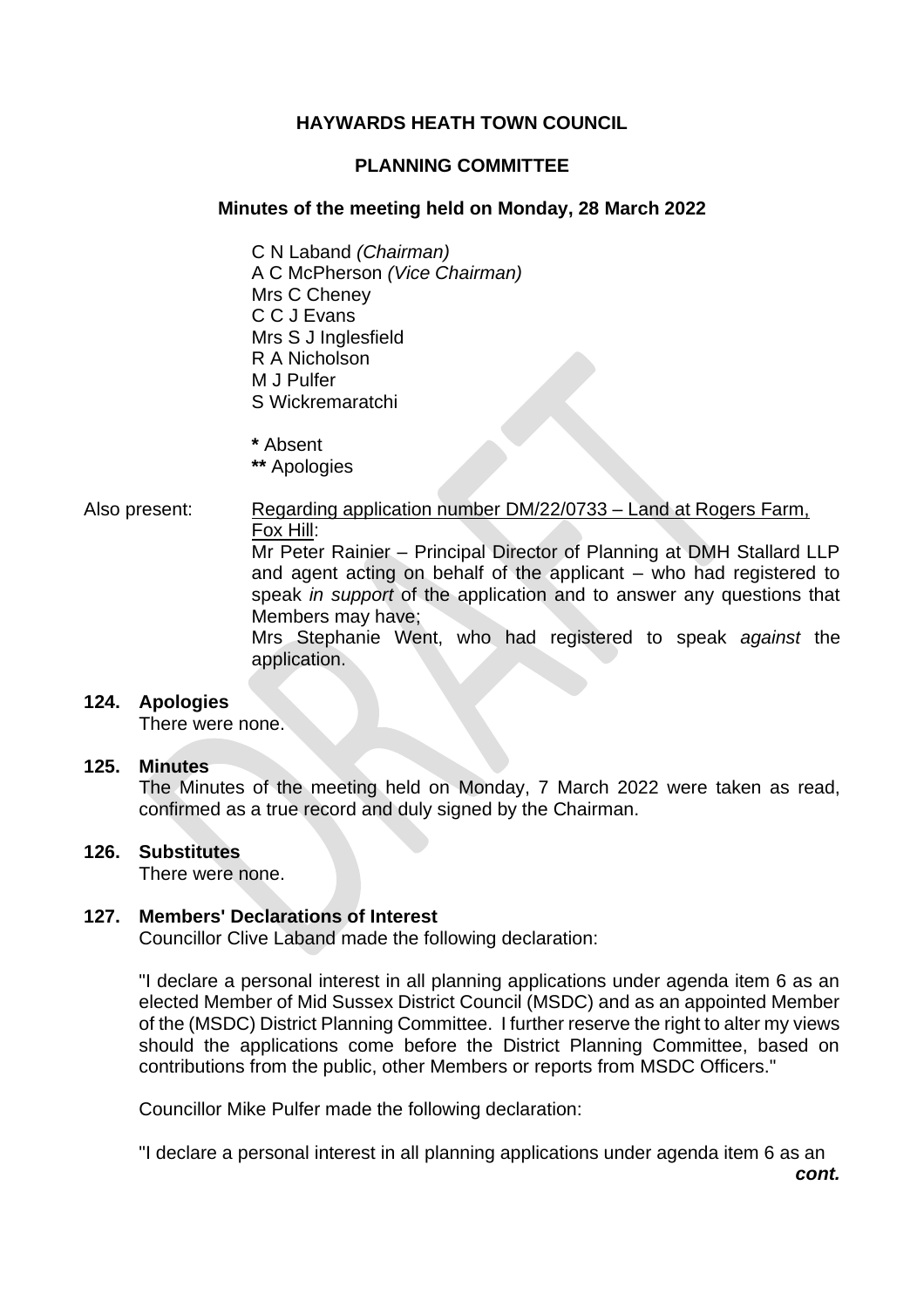**HAYWARDS HEATH TOWN COUNCIL**

**PLANNING COMMITTEE**

**Minutes of the meeting held on Monday, 28 March 2022**

C N Laband *(Chairman)*
A C McPherson *(Vice Chairman)*
Mrs C Cheney
C C J Evans
Mrs S J Inglesfield
R A Nicholson
M J Pulfer
S Wickremaratchi

**\*** Absent
**\*\*** Apologies

Also present: Regarding application number DM/22/0733 – Land at Rogers Farm, Fox Hill:
Mr Peter Rainier – Principal Director of Planning at DMH Stallard LLP and agent acting on behalf of the applicant – who had registered to speak *in support* of the application and to answer any questions that Members may have;
Mrs Stephanie Went, who had registered to speak *against* the application.

**124. Apologies**
There were none.

**125. Minutes**
The Minutes of the meeting held on Monday, 7 March 2022 were taken as read, confirmed as a true record and duly signed by the Chairman.

**126. Substitutes**
There were none.

**127. Members' Declarations of Interest**
Councillor Clive Laband made the following declaration:

"I declare a personal interest in all planning applications under agenda item 6 as an elected Member of Mid Sussex District Council (MSDC) and as an appointed Member of the (MSDC) District Planning Committee. I further reserve the right to alter my views should the applications come before the District Planning Committee, based on contributions from the public, other Members or reports from MSDC Officers."

Councillor Mike Pulfer made the following declaration:

"I declare a personal interest in all planning applications under agenda item 6 as an

***cont.***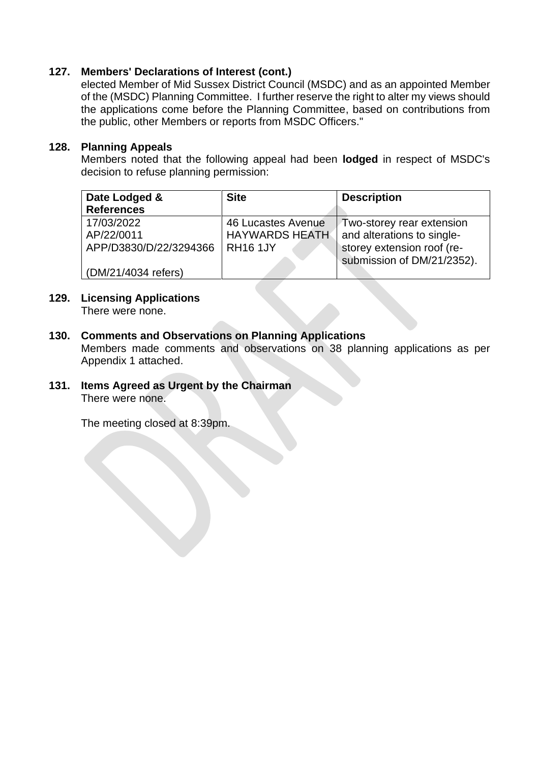### 127. Members' Declarations of Interest (cont.)

elected Member of Mid Sussex District Council (MSDC) and as an appointed Member of the (MSDC) Planning Committee. I further reserve the right to alter my views should the applications come before the Planning Committee, based on contributions from the public, other Members or reports from MSDC Officers."

### 128. Planning Appeals

Members noted that the following appeal had been **lodged** in respect of MSDC's decision to refuse planning permission:

| Date Lodged & References | Site | Description |
|---|---|---|
| 17/03/2022<br>AP/22/0011<br>APP/D3830/D/22/3294366<br><br>(DM/21/4034 refers) | 46 Lucastes Avenue<br>HAYWARDS HEATH<br>RH16 1JY | Two-storey rear extension and alterations to single-storey extension roof (re-submission of DM/21/2352). |

### 129. Licensing Applications

There were none.

### 130. Comments and Observations on Planning Applications

Members made comments and observations on 38 planning applications as per Appendix 1 attached.

### 131. Items Agreed as Urgent by the Chairman

There were none.

The meeting closed at 8:39pm.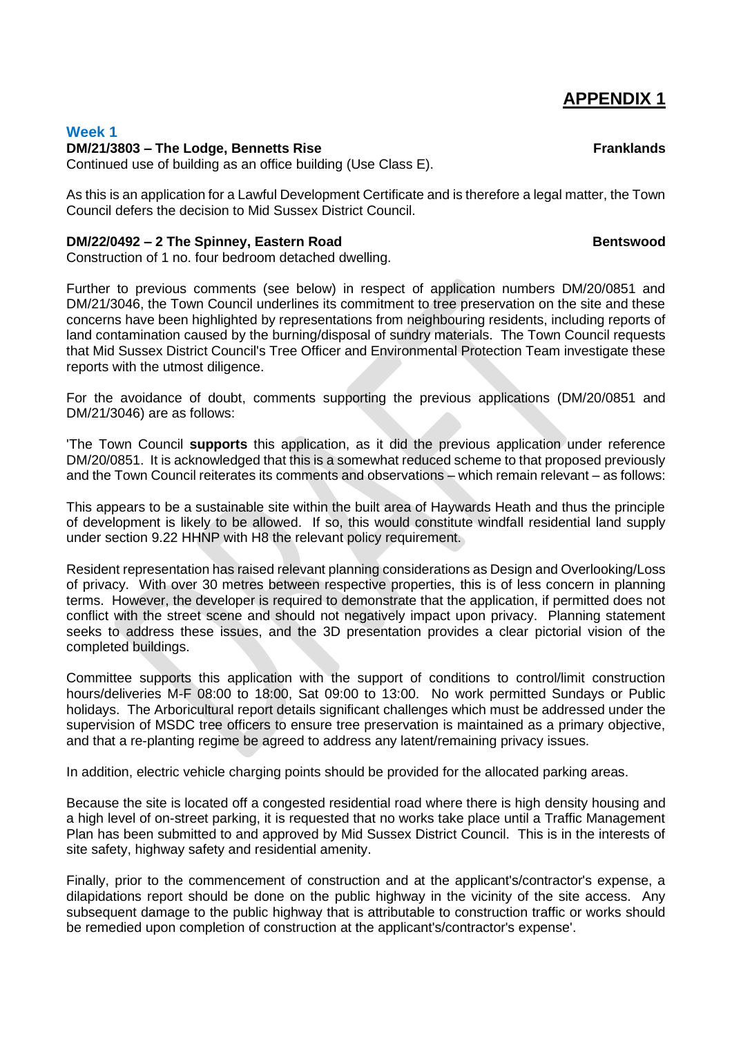## APPENDIX 1

### Week 1

**DM/21/3803 – The Lodge, Bennetts Rise** **Franklands**
Continued use of building as an office building (Use Class E).

As this is an application for a Lawful Development Certificate and is therefore a legal matter, the Town Council defers the decision to Mid Sussex District Council.

**DM/22/0492 – 2 The Spinney, Eastern Road** **Bentswood**
Construction of 1 no. four bedroom detached dwelling.

Further to previous comments (see below) in respect of application numbers DM/20/0851 and DM/21/3046, the Town Council underlines its commitment to tree preservation on the site and these concerns have been highlighted by representations from neighbouring residents, including reports of land contamination caused by the burning/disposal of sundry materials. The Town Council requests that Mid Sussex District Council's Tree Officer and Environmental Protection Team investigate these reports with the utmost diligence.

For the avoidance of doubt, comments supporting the previous applications (DM/20/0851 and DM/21/3046) are as follows:

'The Town Council **supports** this application, as it did the previous application under reference DM/20/0851. It is acknowledged that this is a somewhat reduced scheme to that proposed previously and the Town Council reiterates its comments and observations – which remain relevant – as follows:

This appears to be a sustainable site within the built area of Haywards Heath and thus the principle of development is likely to be allowed. If so, this would constitute windfall residential land supply under section 9.22 HHNP with H8 the relevant policy requirement.

Resident representation has raised relevant planning considerations as Design and Overlooking/Loss of privacy. With over 30 metres between respective properties, this is of less concern in planning terms. However, the developer is required to demonstrate that the application, if permitted does not conflict with the street scene and should not negatively impact upon privacy. Planning statement seeks to address these issues, and the 3D presentation provides a clear pictorial vision of the completed buildings.

Committee supports this application with the support of conditions to control/limit construction hours/deliveries M-F 08:00 to 18:00, Sat 09:00 to 13:00. No work permitted Sundays or Public holidays. The Arboricultural report details significant challenges which must be addressed under the supervision of MSDC tree officers to ensure tree preservation is maintained as a primary objective, and that a re-planting regime be agreed to address any latent/remaining privacy issues.

In addition, electric vehicle charging points should be provided for the allocated parking areas.

Because the site is located off a congested residential road where there is high density housing and a high level of on-street parking, it is requested that no works take place until a Traffic Management Plan has been submitted to and approved by Mid Sussex District Council. This is in the interests of site safety, highway safety and residential amenity.

Finally, prior to the commencement of construction and at the applicant's/contractor's expense, a dilapidations report should be done on the public highway in the vicinity of the site access. Any subsequent damage to the public highway that is attributable to construction traffic or works should be remedied upon completion of construction at the applicant's/contractor's expense'.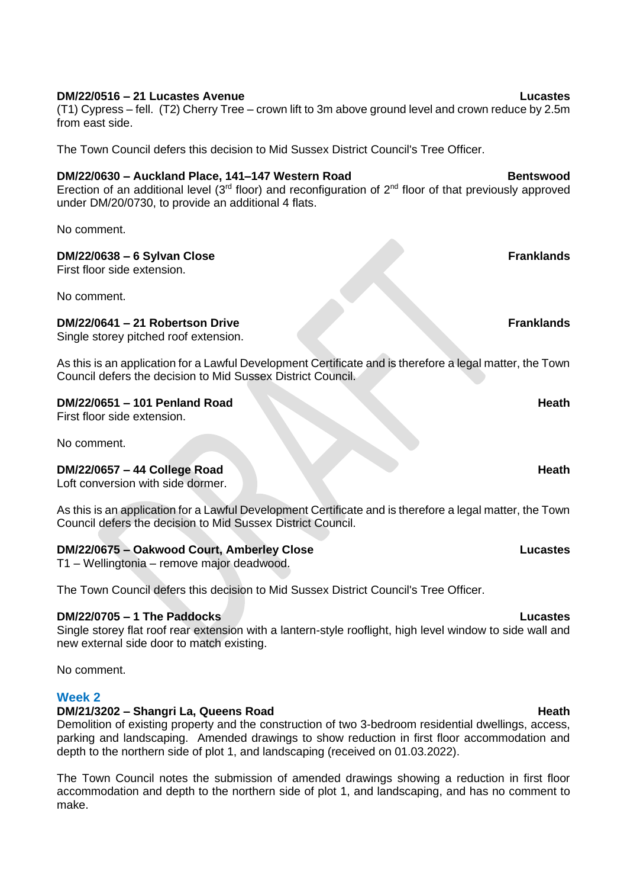**DM/22/0516 – 21 Lucastes Avenue** **Lucastes**
(T1) Cypress – fell. (T2) Cherry Tree – crown lift to 3m above ground level and crown reduce by 2.5m from east side.

The Town Council defers this decision to Mid Sussex District Council's Tree Officer.

**DM/22/0630 – Auckland Place, 141–147 Western Road** **Bentswood**
Erection of an additional level (3rd floor) and reconfiguration of 2nd floor of that previously approved under DM/20/0730, to provide an additional 4 flats.

No comment.

**DM/22/0638 – 6 Sylvan Close** **Franklands**
First floor side extension.

No comment.

**DM/22/0641 – 21 Robertson Drive** **Franklands**
Single storey pitched roof extension.

As this is an application for a Lawful Development Certificate and is therefore a legal matter, the Town Council defers the decision to Mid Sussex District Council.

**DM/22/0651 – 101 Penland Road** **Heath**
First floor side extension.

No comment.

**DM/22/0657 – 44 College Road** **Heath**
Loft conversion with side dormer.

As this is an application for a Lawful Development Certificate and is therefore a legal matter, the Town Council defers the decision to Mid Sussex District Council.

**DM/22/0675 – Oakwood Court, Amberley Close** **Lucastes**
T1 – Wellingtonia – remove major deadwood.

The Town Council defers this decision to Mid Sussex District Council's Tree Officer.

**DM/22/0705 – 1 The Paddocks** **Lucastes**
Single storey flat roof rear extension with a lantern-style rooflight, high level window to side wall and new external side door to match existing.

No comment.

## Week 2

**DM/21/3202 – Shangri La, Queens Road** **Heath**
Demolition of existing property and the construction of two 3-bedroom residential dwellings, access, parking and landscaping. Amended drawings to show reduction in first floor accommodation and depth to the northern side of plot 1, and landscaping (received on 01.03.2022).

The Town Council notes the submission of amended drawings showing a reduction in first floor accommodation and depth to the northern side of plot 1, and landscaping, and has no comment to make.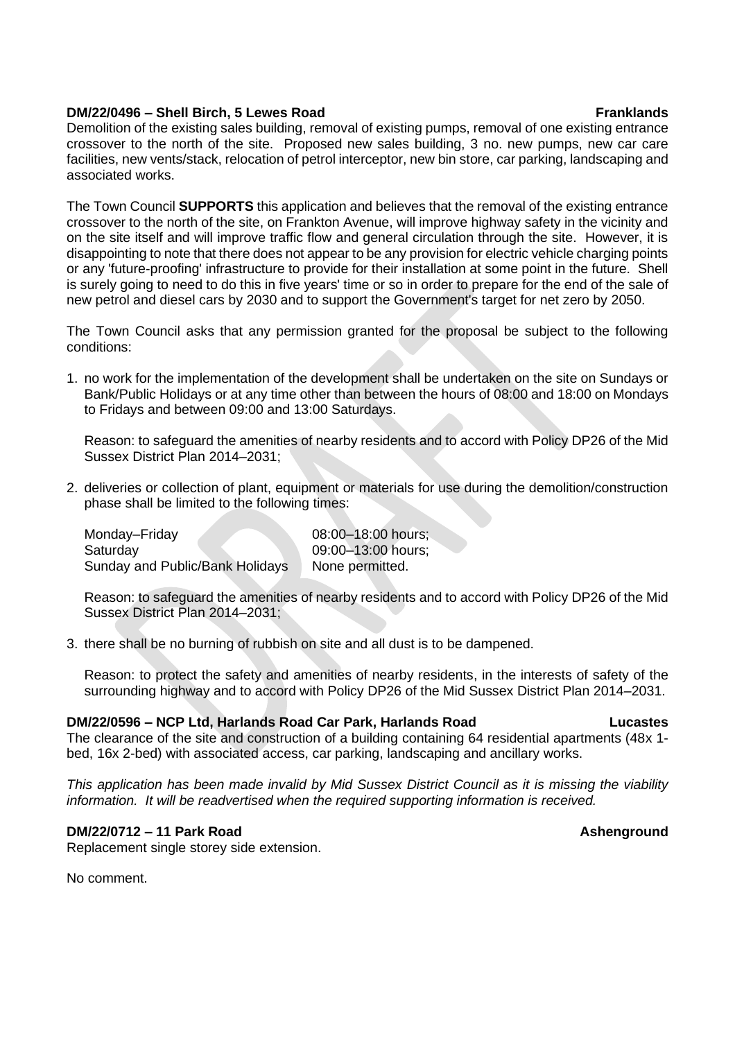**DM/22/0496 – Shell Birch, 5 Lewes Road** **Franklands**

Demolition of the existing sales building, removal of existing pumps, removal of one existing entrance crossover to the north of the site. Proposed new sales building, 3 no. new pumps, new car care facilities, new vents/stack, relocation of petrol interceptor, new bin store, car parking, landscaping and associated works.

The Town Council **SUPPORTS** this application and believes that the removal of the existing entrance crossover to the north of the site, on Frankton Avenue, will improve highway safety in the vicinity and on the site itself and will improve traffic flow and general circulation through the site. However, it is disappointing to note that there does not appear to be any provision for electric vehicle charging points or any 'future-proofing' infrastructure to provide for their installation at some point in the future. Shell is surely going to need to do this in five years' time or so in order to prepare for the end of the sale of new petrol and diesel cars by 2030 and to support the Government's target for net zero by 2050.

The Town Council asks that any permission granted for the proposal be subject to the following conditions:

1. no work for the implementation of the development shall be undertaken on the site on Sundays or Bank/Public Holidays or at any time other than between the hours of 08:00 and 18:00 on Mondays to Fridays and between 09:00 and 13:00 Saturdays.

   Reason: to safeguard the amenities of nearby residents and to accord with Policy DP26 of the Mid Sussex District Plan 2014–2031;

2. deliveries or collection of plant, equipment or materials for use during the demolition/construction phase shall be limited to the following times:

   | | |
   |---|---|
   | Monday–Friday | 08:00–18:00 hours; |
   | Saturday | 09:00–13:00 hours; |
   | Sunday and Public/Bank Holidays | None permitted. |

   Reason: to safeguard the amenities of nearby residents and to accord with Policy DP26 of the Mid Sussex District Plan 2014–2031;

3. there shall be no burning of rubbish on site and all dust is to be dampened.

   Reason: to protect the safety and amenities of nearby residents, in the interests of safety of the surrounding highway and to accord with Policy DP26 of the Mid Sussex District Plan 2014–2031.

**DM/22/0596 – NCP Ltd, Harlands Road Car Park, Harlands Road** **Lucastes**

The clearance of the site and construction of a building containing 64 residential apartments (48x 1-bed, 16x 2-bed) with associated access, car parking, landscaping and ancillary works.

*This application has been made invalid by Mid Sussex District Council as it is missing the viability information. It will be readvertised when the required supporting information is received.*

**DM/22/0712 – 11 Park Road** **Ashenground**

Replacement single storey side extension.

No comment.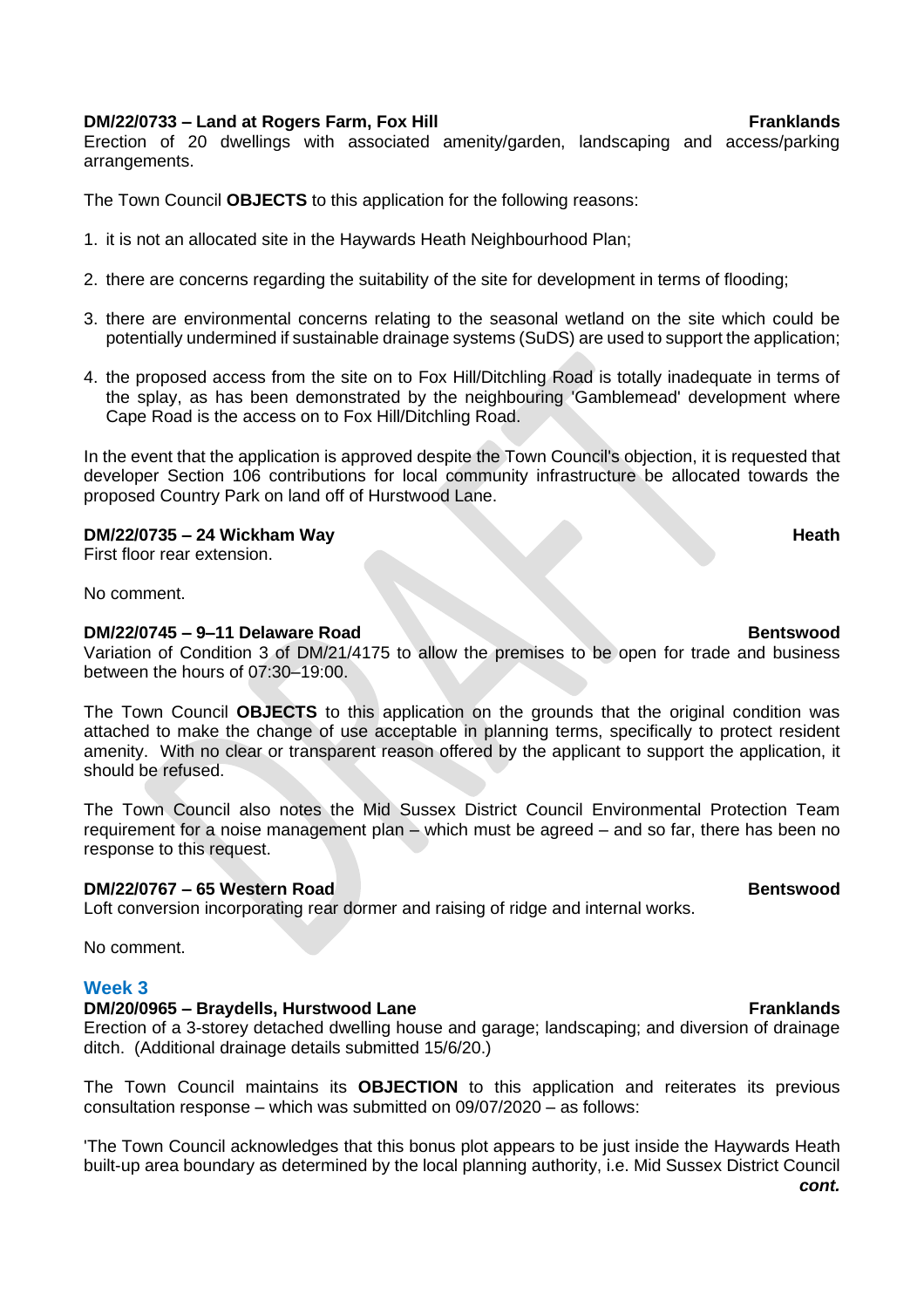**DM/22/0733 – Land at Rogers Farm, Fox Hill** **Franklands**
Erection of 20 dwellings with associated amenity/garden, landscaping and access/parking arrangements.

The Town Council **OBJECTS** to this application for the following reasons:

1. it is not an allocated site in the Haywards Heath Neighbourhood Plan;

2. there are concerns regarding the suitability of the site for development in terms of flooding;

3. there are environmental concerns relating to the seasonal wetland on the site which could be potentially undermined if sustainable drainage systems (SuDS) are used to support the application;

4. the proposed access from the site on to Fox Hill/Ditchling Road is totally inadequate in terms of the splay, as has been demonstrated by the neighbouring 'Gamblemead' development where Cape Road is the access on to Fox Hill/Ditchling Road.

In the event that the application is approved despite the Town Council's objection, it is requested that developer Section 106 contributions for local community infrastructure be allocated towards the proposed Country Park on land off of Hurstwood Lane.

**DM/22/0735 – 24 Wickham Way** **Heath**
First floor rear extension.

No comment.

**DM/22/0745 – 9–11 Delaware Road** **Bentswood**
Variation of Condition 3 of DM/21/4175 to allow the premises to be open for trade and business between the hours of 07:30–19:00.

The Town Council **OBJECTS** to this application on the grounds that the original condition was attached to make the change of use acceptable in planning terms, specifically to protect resident amenity. With no clear or transparent reason offered by the applicant to support the application, it should be refused.

The Town Council also notes the Mid Sussex District Council Environmental Protection Team requirement for a noise management plan – which must be agreed – and so far, there has been no response to this request.

**DM/22/0767 – 65 Western Road** **Bentswood**
Loft conversion incorporating rear dormer and raising of ridge and internal works.

No comment.

### Week 3

**DM/20/0965 – Braydells, Hurstwood Lane** **Franklands**
Erection of a 3-storey detached dwelling house and garage; landscaping; and diversion of drainage ditch. (Additional drainage details submitted 15/6/20.)

The Town Council maintains its **OBJECTION** to this application and reiterates its previous consultation response – which was submitted on 09/07/2020 – as follows:

'The Town Council acknowledges that this bonus plot appears to be just inside the Haywards Heath built-up area boundary as determined by the local planning authority, i.e. Mid Sussex District Council

***cont.***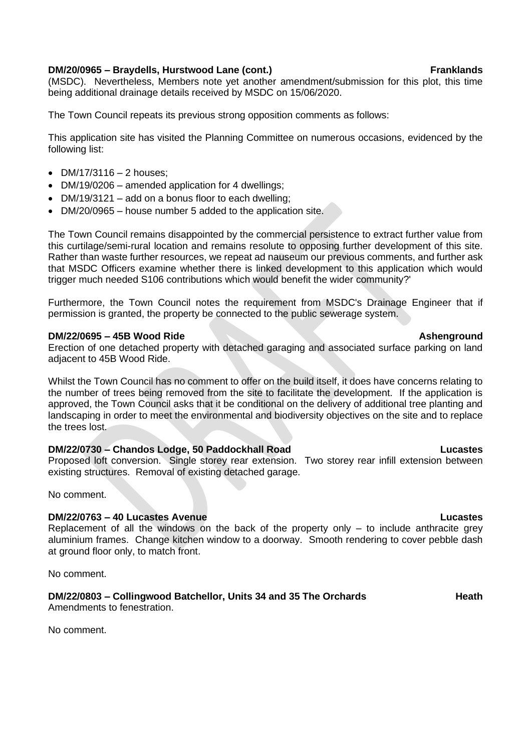**DM/20/0965 – Braydells, Hurstwood Lane (cont.) Franklands**

(MSDC). Nevertheless, Members note yet another amendment/submission for this plot, this time being additional drainage details received by MSDC on 15/06/2020.

The Town Council repeats its previous strong opposition comments as follows:

This application site has visited the Planning Committee on numerous occasions, evidenced by the following list:

- DM/17/3116 – 2 houses;
- DM/19/0206 – amended application for 4 dwellings;
- DM/19/3121 – add on a bonus floor to each dwelling;
- DM/20/0965 – house number 5 added to the application site.

The Town Council remains disappointed by the commercial persistence to extract further value from this curtilage/semi-rural location and remains resolute to opposing further development of this site. Rather than waste further resources, we repeat ad nauseum our previous comments, and further ask that MSDC Officers examine whether there is linked development to this application which would trigger much needed S106 contributions which would benefit the wider community?'

Furthermore, the Town Council notes the requirement from MSDC's Drainage Engineer that if permission is granted, the property be connected to the public sewerage system.

**DM/22/0695 – 45B Wood Ride Ashenground**

Erection of one detached property with detached garaging and associated surface parking on land adjacent to 45B Wood Ride.

Whilst the Town Council has no comment to offer on the build itself, it does have concerns relating to the number of trees being removed from the site to facilitate the development. If the application is approved, the Town Council asks that it be conditional on the delivery of additional tree planting and landscaping in order to meet the environmental and biodiversity objectives on the site and to replace the trees lost.

**DM/22/0730 – Chandos Lodge, 50 Paddockhall Road Lucastes**

Proposed loft conversion. Single storey rear extension. Two storey rear infill extension between existing structures. Removal of existing detached garage.

No comment.

**DM/22/0763 – 40 Lucastes Avenue Lucastes**

Replacement of all the windows on the back of the property only – to include anthracite grey aluminium frames. Change kitchen window to a doorway. Smooth rendering to cover pebble dash at ground floor only, to match front.

No comment.

**DM/22/0803 – Collingwood Batchellor, Units 34 and 35 The Orchards Heath**

Amendments to fenestration.

No comment.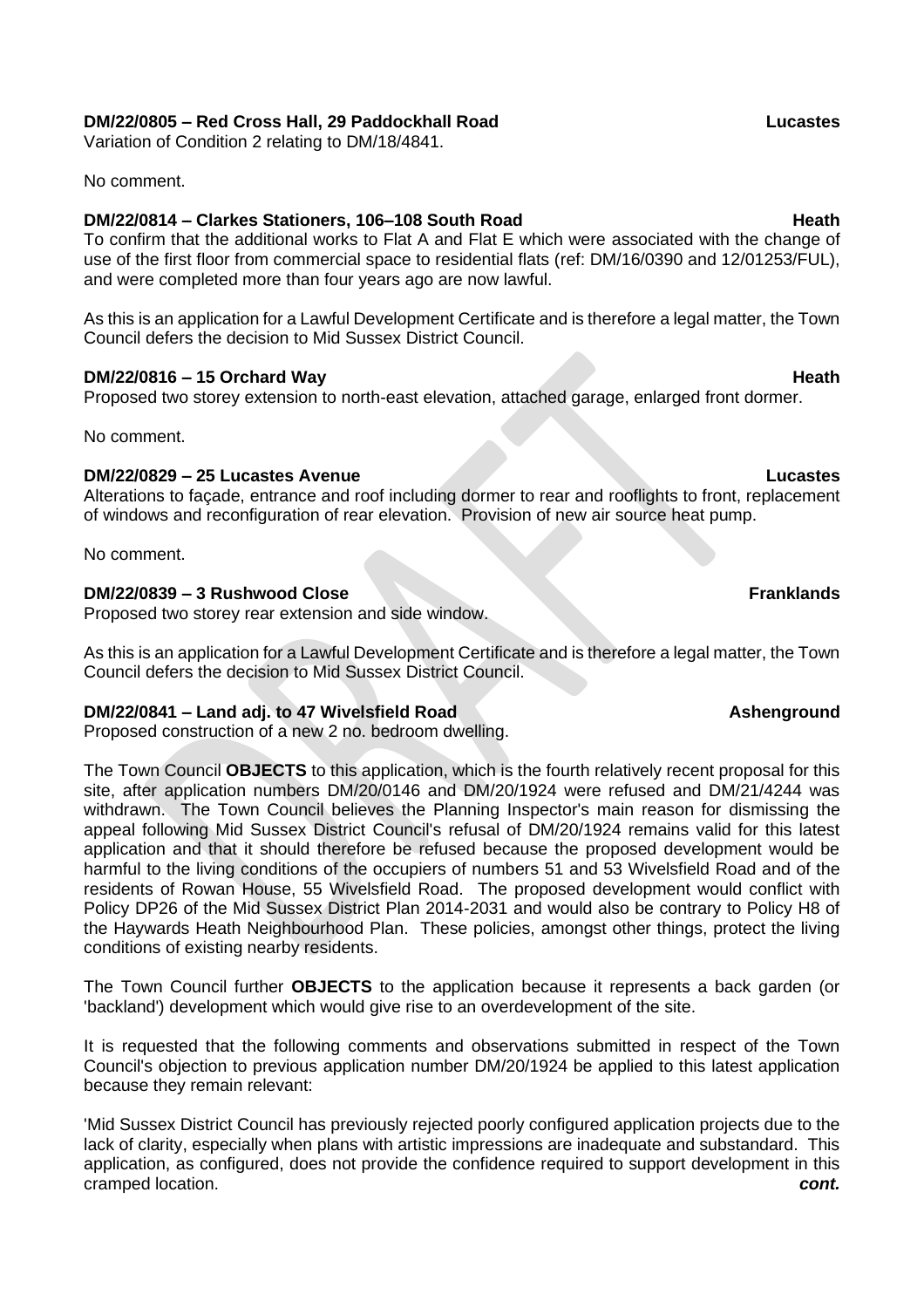**DM/22/0805 – Red Cross Hall, 29 Paddockhall Road** **Lucastes**
Variation of Condition 2 relating to DM/18/4841.

No comment.

**DM/22/0814 – Clarkes Stationers, 106–108 South Road** **Heath**
To confirm that the additional works to Flat A and Flat E which were associated with the change of use of the first floor from commercial space to residential flats (ref: DM/16/0390 and 12/01253/FUL), and were completed more than four years ago are now lawful.

As this is an application for a Lawful Development Certificate and is therefore a legal matter, the Town Council defers the decision to Mid Sussex District Council.

**DM/22/0816 – 15 Orchard Way** **Heath**
Proposed two storey extension to north-east elevation, attached garage, enlarged front dormer.

No comment.

**DM/22/0829 – 25 Lucastes Avenue** **Lucastes**
Alterations to façade, entrance and roof including dormer to rear and rooflights to front, replacement of windows and reconfiguration of rear elevation. Provision of new air source heat pump.

No comment.

**DM/22/0839 – 3 Rushwood Close** **Franklands**
Proposed two storey rear extension and side window.

As this is an application for a Lawful Development Certificate and is therefore a legal matter, the Town Council defers the decision to Mid Sussex District Council.

**DM/22/0841 – Land adj. to 47 Wivelsfield Road** **Ashenground**
Proposed construction of a new 2 no. bedroom dwelling.

The Town Council **OBJECTS** to this application, which is the fourth relatively recent proposal for this site, after application numbers DM/20/0146 and DM/20/1924 were refused and DM/21/4244 was withdrawn. The Town Council believes the Planning Inspector's main reason for dismissing the appeal following Mid Sussex District Council's refusal of DM/20/1924 remains valid for this latest application and that it should therefore be refused because the proposed development would be harmful to the living conditions of the occupiers of numbers 51 and 53 Wivelsfield Road and of the residents of Rowan House, 55 Wivelsfield Road. The proposed development would conflict with Policy DP26 of the Mid Sussex District Plan 2014-2031 and would also be contrary to Policy H8 of the Haywards Heath Neighbourhood Plan. These policies, amongst other things, protect the living conditions of existing nearby residents.

The Town Council further **OBJECTS** to the application because it represents a back garden (or 'backland') development which would give rise to an overdevelopment of the site.

It is requested that the following comments and observations submitted in respect of the Town Council's objection to previous application number DM/20/1924 be applied to this latest application because they remain relevant:

'Mid Sussex District Council has previously rejected poorly configured application projects due to the lack of clarity, especially when plans with artistic impressions are inadequate and substandard. This application, as configured, does not provide the confidence required to support development in this cramped location. ***cont.***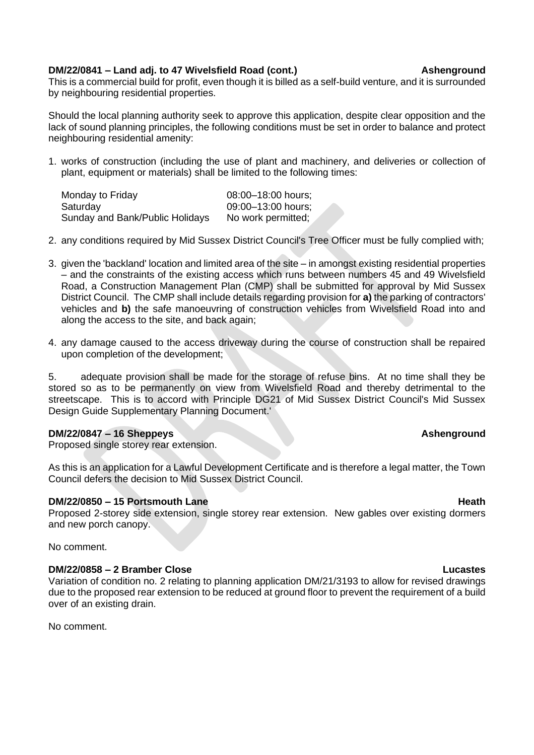**DM/22/0841 – Land adj. to 47 Wivelsfield Road (cont.)** **Ashenground**

This is a commercial build for profit, even though it is billed as a self-build venture, and it is surrounded by neighbouring residential properties.

Should the local planning authority seek to approve this application, despite clear opposition and the lack of sound planning principles, the following conditions must be set in order to balance and protect neighbouring residential amenity:

1. works of construction (including the use of plant and machinery, and deliveries or collection of plant, equipment or materials) shall be limited to the following times:

| | |
|---|---|
| Monday to Friday | 08:00–18:00 hours; |
| Saturday | 09:00–13:00 hours; |
| Sunday and Bank/Public Holidays | No work permitted; |

2. any conditions required by Mid Sussex District Council's Tree Officer must be fully complied with;

3. given the 'backland' location and limited area of the site – in amongst existing residential properties – and the constraints of the existing access which runs between numbers 45 and 49 Wivelsfield Road, a Construction Management Plan (CMP) shall be submitted for approval by Mid Sussex District Council. The CMP shall include details regarding provision for **a)** the parking of contractors' vehicles and **b)** the safe manoeuvring of construction vehicles from Wivelsfield Road into and along the access to the site, and back again;

4. any damage caused to the access driveway during the course of construction shall be repaired upon completion of the development;

5. adequate provision shall be made for the storage of refuse bins. At no time shall they be stored so as to be permanently on view from Wivelsfield Road and thereby detrimental to the streetscape. This is to accord with Principle DG21 of Mid Sussex District Council's Mid Sussex Design Guide Supplementary Planning Document.'

**DM/22/0847 – 16 Sheppeys** **Ashenground**

Proposed single storey rear extension.

As this is an application for a Lawful Development Certificate and is therefore a legal matter, the Town Council defers the decision to Mid Sussex District Council.

**DM/22/0850 – 15 Portsmouth Lane** **Heath**

Proposed 2-storey side extension, single storey rear extension. New gables over existing dormers and new porch canopy.

No comment.

**DM/22/0858 – 2 Bramber Close** **Lucastes**

Variation of condition no. 2 relating to planning application DM/21/3193 to allow for revised drawings due to the proposed rear extension to be reduced at ground floor to prevent the requirement of a build over of an existing drain.

No comment.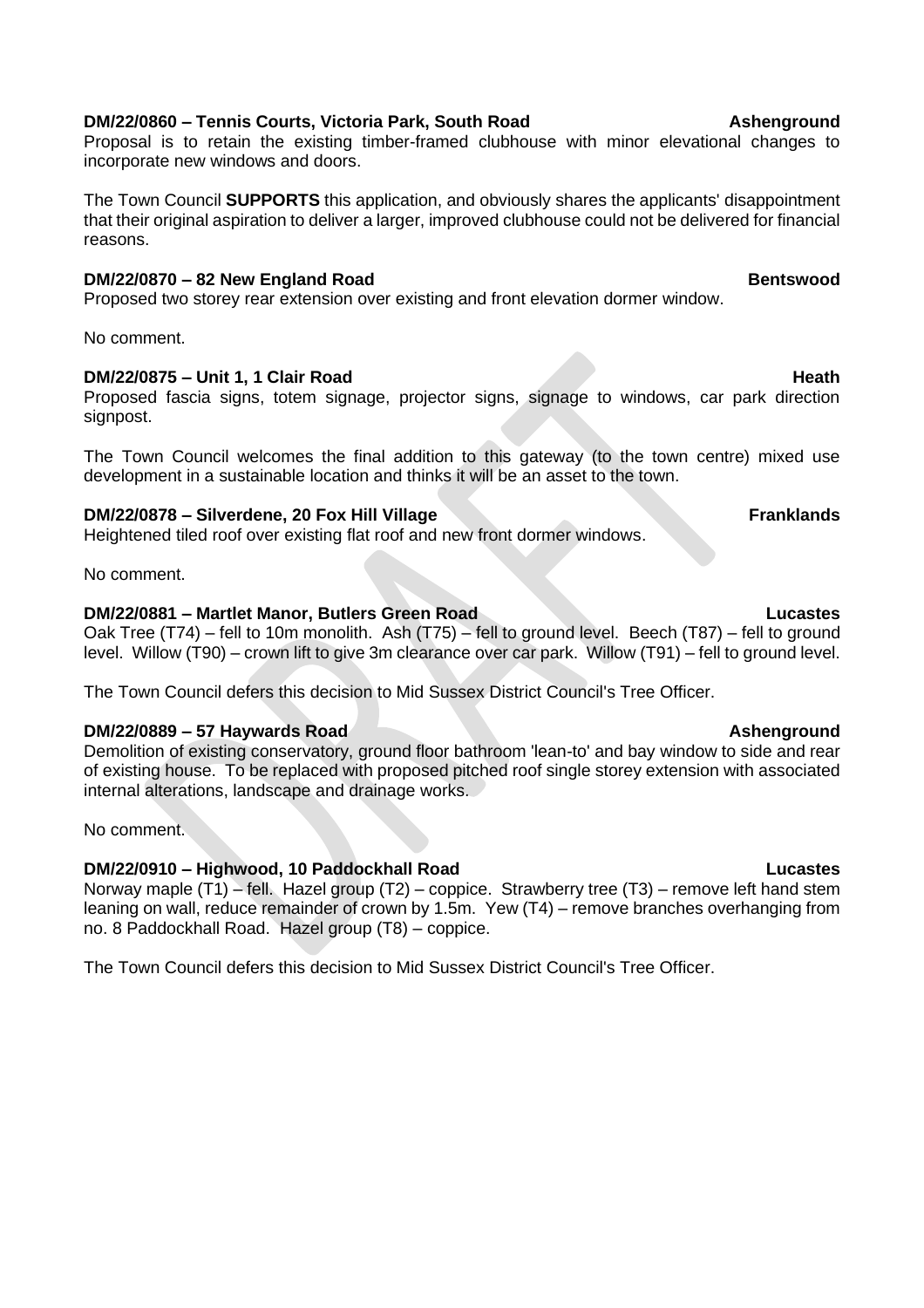**DM/22/0860 – Tennis Courts, Victoria Park, South Road** **Ashenground**

Proposal is to retain the existing timber-framed clubhouse with minor elevational changes to incorporate new windows and doors.

The Town Council **SUPPORTS** this application, and obviously shares the applicants' disappointment that their original aspiration to deliver a larger, improved clubhouse could not be delivered for financial reasons.

**DM/22/0870 – 82 New England Road** **Bentswood**

Proposed two storey rear extension over existing and front elevation dormer window.

No comment.

**DM/22/0875 – Unit 1, 1 Clair Road** **Heath**

Proposed fascia signs, totem signage, projector signs, signage to windows, car park direction signpost.

The Town Council welcomes the final addition to this gateway (to the town centre) mixed use development in a sustainable location and thinks it will be an asset to the town.

**DM/22/0878 – Silverdene, 20 Fox Hill Village** **Franklands**

Heightened tiled roof over existing flat roof and new front dormer windows.

No comment.

**DM/22/0881 – Martlet Manor, Butlers Green Road** **Lucastes**

Oak Tree (T74) – fell to 10m monolith. Ash (T75) – fell to ground level. Beech (T87) – fell to ground level. Willow (T90) – crown lift to give 3m clearance over car park. Willow (T91) – fell to ground level.

The Town Council defers this decision to Mid Sussex District Council's Tree Officer.

**DM/22/0889 – 57 Haywards Road** **Ashenground**

Demolition of existing conservatory, ground floor bathroom 'lean-to' and bay window to side and rear of existing house. To be replaced with proposed pitched roof single storey extension with associated internal alterations, landscape and drainage works.

No comment.

**DM/22/0910 – Highwood, 10 Paddockhall Road** **Lucastes**

Norway maple (T1) – fell. Hazel group (T2) – coppice. Strawberry tree (T3) – remove left hand stem leaning on wall, reduce remainder of crown by 1.5m. Yew (T4) – remove branches overhanging from no. 8 Paddockhall Road. Hazel group (T8) – coppice.

The Town Council defers this decision to Mid Sussex District Council's Tree Officer.